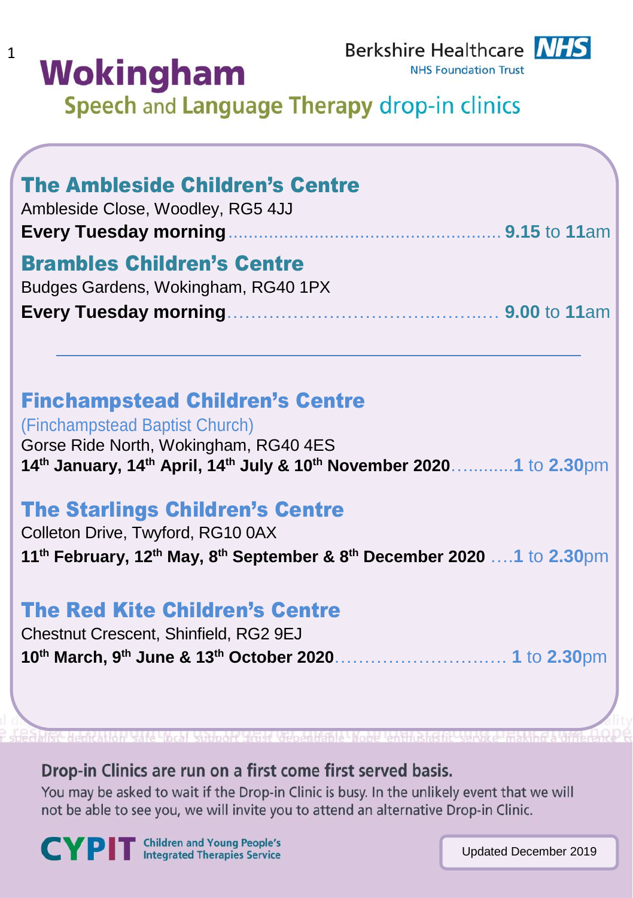# Wokingham

Berkshire Healthcare NHS
NHS Foundation Trust

## Speech and Language Therapy drop-in clinics

### The Ambleside Children's Centre

Ambleside Close, Woodley, RG5 4JJ

**Every Tuesday morning**........................................................ **9.15** to **11**am

### Brambles Children's Centre

Budges Gardens, Wokingham, RG40 1PX

**Every Tuesday morning**........................................................ **9.00** to **11**am

---

### Finchampstead Children's Centre

(Finchampstead Baptist Church)

Gorse Ride North, Wokingham, RG40 4ES

**14th January, 14th April, 14th July & 10th November 2020**............**1** to **2.30**pm

### The Starlings Children's Centre

Colleton Drive, Twyford, RG10 0AX

**11th February, 12th May, 8th September & 8th December 2020** ....**1** to **2.30**pm

### The Red Kite Children's Centre

Chestnut Crescent, Shinfield, RG2 9EJ

**10th March, 9th June & 13th October 2020**.............................. **1** to **2.30**pm

**Drop-in Clinics are run on a first come first served basis.**

You may be asked to wait if the Drop-in Clinic is busy. In the unlikely event that we will not be able to see you, we will invite you to attend an alternative Drop-in Clinic.

CYPIT Children and Young People's Integrated Therapies Service

Updated December 2019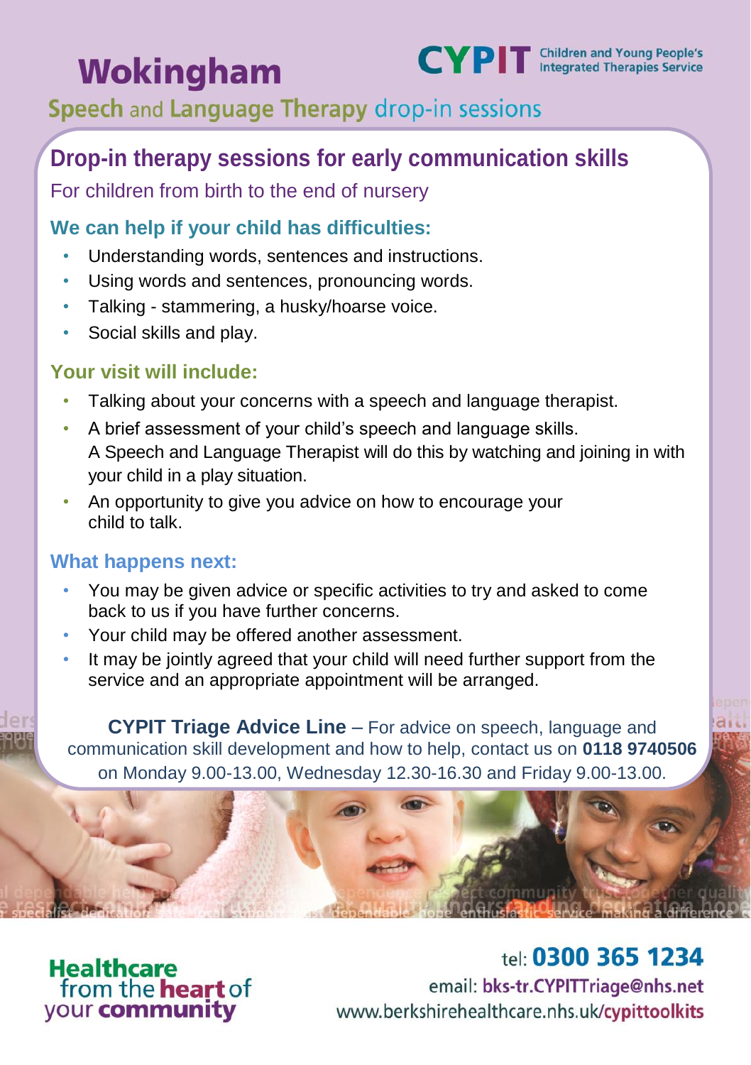# Wokingham

CYPIT Children and Young People's Integrated Therapies Service

## Speech and Language Therapy drop-in sessions

## Drop-in therapy sessions for early communication skills

For children from birth to the end of nursery

### We can help if your child has difficulties:

- Understanding words, sentences and instructions.
- Using words and sentences, pronouncing words.
- Talking - stammering, a husky/hoarse voice.
- Social skills and play.

### Your visit will include:

- Talking about your concerns with a speech and language therapist.
- A brief assessment of your child's speech and language skills. A Speech and Language Therapist will do this by watching and joining in with your child in a play situation.
- An opportunity to give you advice on how to encourage your child to talk.

### What happens next:

- You may be given advice or specific activities to try and asked to come back to us if you have further concerns.
- Your child may be offered another assessment.
- It may be jointly agreed that your child will need further support from the service and an appropriate appointment will be arranged.

**CYPIT Triage Advice Line** – For advice on speech, language and communication skill development and how to help, contact us on **0118 9740506** on Monday 9.00-13.00, Wednesday 12.30-16.30 and Friday 9.00-13.00.

Healthcare from the **heart** of your **community**

tel: **0300 365 1234**

email: **bks-tr.CYPITTriage@nhs.net**

www.berkshirehealthcare.nhs.uk/**cypittoolkits**